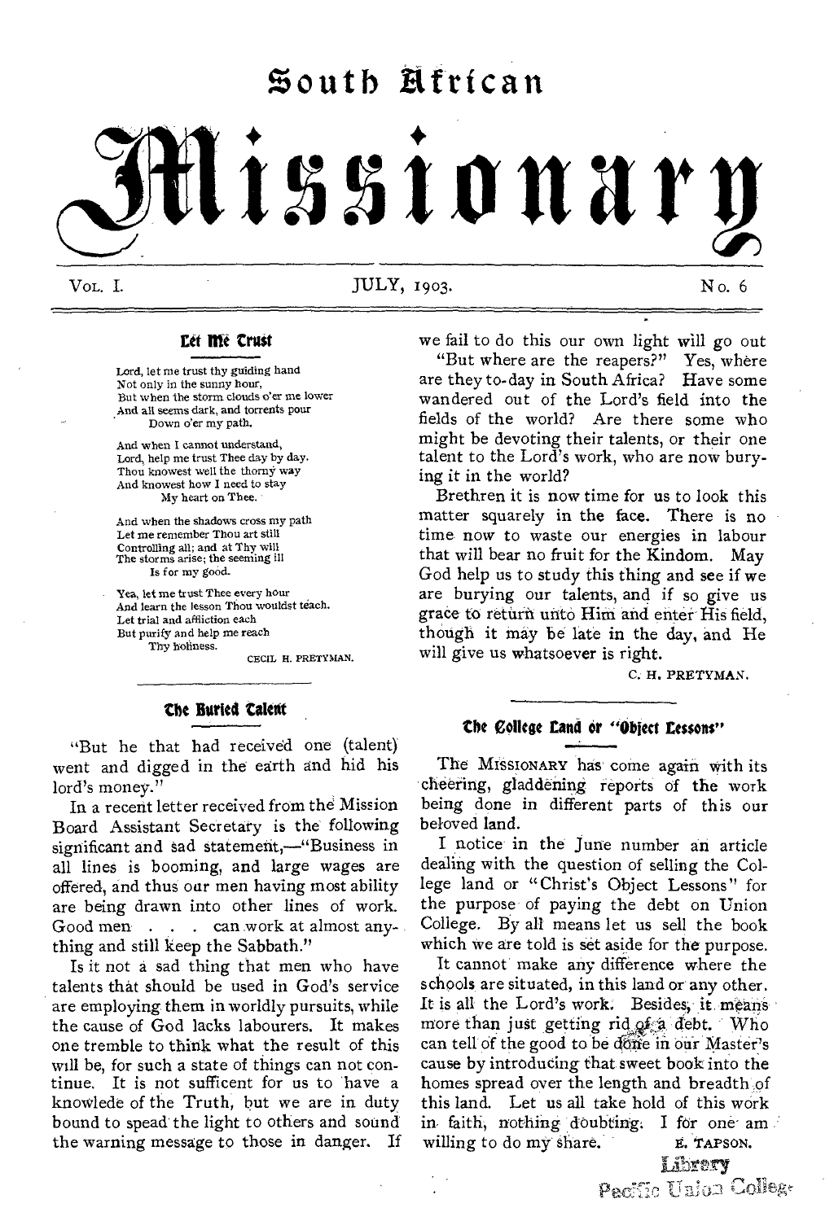# South African Missionary

VOL. I. JULY, 1903. No. 6

## Let Me Trust

Lord, let me trust thy guiding hand
Not only in the sunny hour,
But when the storm clouds o'er me lower
And all seems dark, and torrents pour
Down o'er my path.

And when I cannot understand,
Lord, help me trust Thee day by day.
Thou knowest well the thorny way
And knowest how I need to stay
My heart on Thee.

And when the shadows cross my path
Let me remember Thou art still
Controlling all; and at Thy will
The storms arise; the seeming ill
Is for my good.

Yea, let me trust Thee every hour
And learn the lesson Thou wouldst teach.
Let trial and affliction each
But purify and help me reach
Thy holiness.

CECIL H. PRETYMAN.

## The Buried Talent

"But he that had received one (talent) went and digged in the earth and hid his lord's money."

In a recent letter received from the Mission Board Assistant Secretary is the following significant and sad statement,—"Business in all lines is booming, and large wages are offered, and thus our men having most ability are being drawn into other lines of work. Good men . . . can work at almost anything and still keep the Sabbath."

Is it not a sad thing that men who have talents that should be used in God's service are employing them in worldly pursuits, while the cause of God lacks labourers. It makes one tremble to think what the result of this will be, for such a state of things can not continue. It is not sufficent for us to have a knowlede of the Truth, but we are in duty bound to spead the light to others and sound the warning message to those in danger. If we fail to do this our own light will go out

"But where are the reapers?" Yes, where are they to-day in South Africa? Have some wandered out of the Lord's field into the fields of the world? Are there some who might be devoting their talents, or their one talent to the Lord's work, who are now burying it in the world?

Brethren it is now time for us to look this matter squarely in the face. There is no time now to waste our energies in labour that will bear no fruit for the Kindom. May God help us to study this thing and see if we are burying our talents, and if so give us grace to return unto Him and enter His field, though it may be late in the day, and He will give us whatsoever is right.

C. H. PRETYMAN.

## The College Land or "Object Lessons"

The MISSIONARY has come again with its cheering, gladdening reports of the work being done in different parts of this our beloved land.

I notice in the June number an article dealing with the question of selling the College land or "Christ's Object Lessons" for the purpose of paying the debt on Union College. By all means let us sell the book which we are told is set aside for the purpose.

It cannot make any difference where the schools are situated, in this land or any other. It is all the Lord's work. Besides, it means more than just getting rid of a debt. Who can tell of the good to be done in our Master's cause by introducing that sweet book into the homes spread over the length and breadth of this land. Let us all take hold of this work in faith, nothing doubting. I for one am willing to do my share.

E. TAPSON.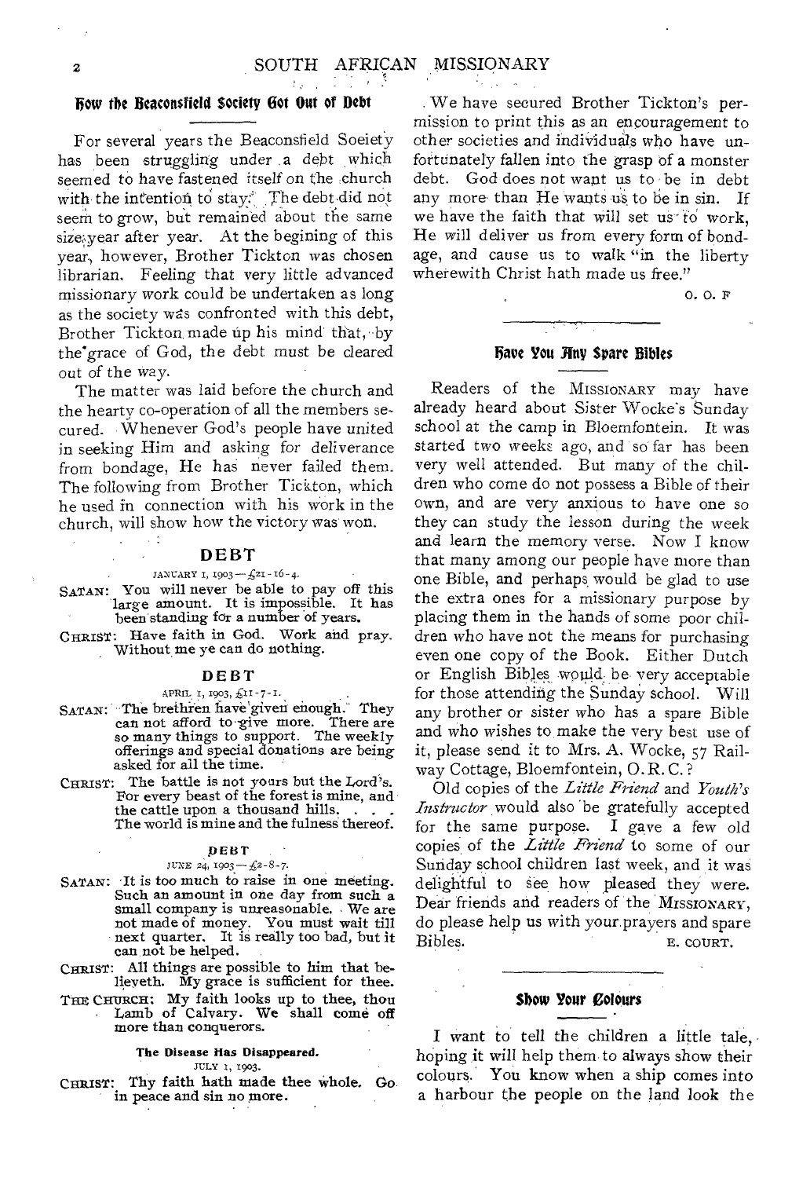## How the Beaconsfield Society Got Out of Debt

For several years the Beaconsfield Soeiety has been struggling under a debt which seemed to have fastened itself on the church with the intention to stay. The debt did not seem to grow, but remained about the same size year after year. At the begining of this year, however, Brother Tickton was chosen librarian. Feeling that very little advanced missionary work could be undertaken as long as the society was confronted with this debt, Brother Tickton made up his mind that, by the grace of God, the debt must be cleared out of the way.

The matter was laid before the church and the hearty co-operation of all the members secured. Whenever God's people have united in seeking Him and asking for deliverance from bondage, He has never failed them. The following from Brother Tickton, which he used in connection with his work in the church, will show how the victory was won.

### DEBT

JANUARY 1, 1903—£21-16-4.

SATAN: You will never be able to pay off this large amount. It is impossible. It has been standing for a number of years.

CHRIST: Have faith in God. Work and pray. Without me ye can do nothing.

### DEBT

APRIL 1, 1903, £11-7-1.

SATAN: The brethren have given enough. They can not afford to give more. There are so many things to support. The weekly offerings and special donations are being asked for all the time.

CHRIST: The battle is not yours but the Lord's. For every beast of the forest is mine, and the cattle upon a thousand hills. . . . The world is mine and the fulness thereof.

### DEBT

JUNE 24, 1903—£2-8-7.

SATAN: It is too much to raise in one meeting. Such an amount in one day from such a small company is unreasonable. We are not made of money. You must wait till next quarter. It is really too bad, but it can not be helped.

CHRIST: All things are possible to him that believeth. My grace is sufficient for thee.

THE CHURCH: My faith looks up to thee, thou Lamb of Calvary. We shall come off more than conquerors.

#### The Disease Has Disappeared.

JULY 1, 1903.

CHRIST: Thy faith hath made thee whole. Go in peace and sin no more.

We have secured Brother Tickton's permission to print this as an encouragement to other societies and individuals who have unfortunately fallen into the grasp of a monster debt. God does not want us to be in debt any more than He wants us to be in sin. If we have the faith that will set us to work, He will deliver us from every form of bondage, and cause us to walk "in the liberty wherewith Christ hath made us free."

O. O. F

## Have You Any Spare Bibles

Readers of the MISSIONARY may have already heard about Sister Wocke's Sunday school at the camp in Bloemfontein. It was started two weeks ago, and so far has been very well attended. But many of the children who come do not possess a Bible of their own, and are very anxious to have one so they can study the lesson during the week and learn the memory verse. Now I know that many among our people have more than one Bible, and perhaps would be glad to use the extra ones for a missionary purpose by placing them in the hands of some poor children who have not the means for purchasing even one copy of the Book. Either Dutch or English Bibles would be very acceptable for those attending the Sunday school. Will any brother or sister who has a spare Bible and who wishes to make the very best use of it, please send it to Mrs. A. Wocke, 57 Railway Cottage, Bloemfontein, O.R.C.?

Old copies of the *Little Friend* and *Youth's Instructor* would also be gratefully accepted for the same purpose. I gave a few old copies of the *Little Friend* to some of our Sunday school children last week, and it was delightful to see how pleased they were. Dear friends and readers of the MISSIONARY, do please help us with your prayers and spare Bibles.

E. COURT.

## Show Your Colours

I want to tell the children a little tale, hoping it will help them to always show their colours. You know when a ship comes into a harbour the people on the land look the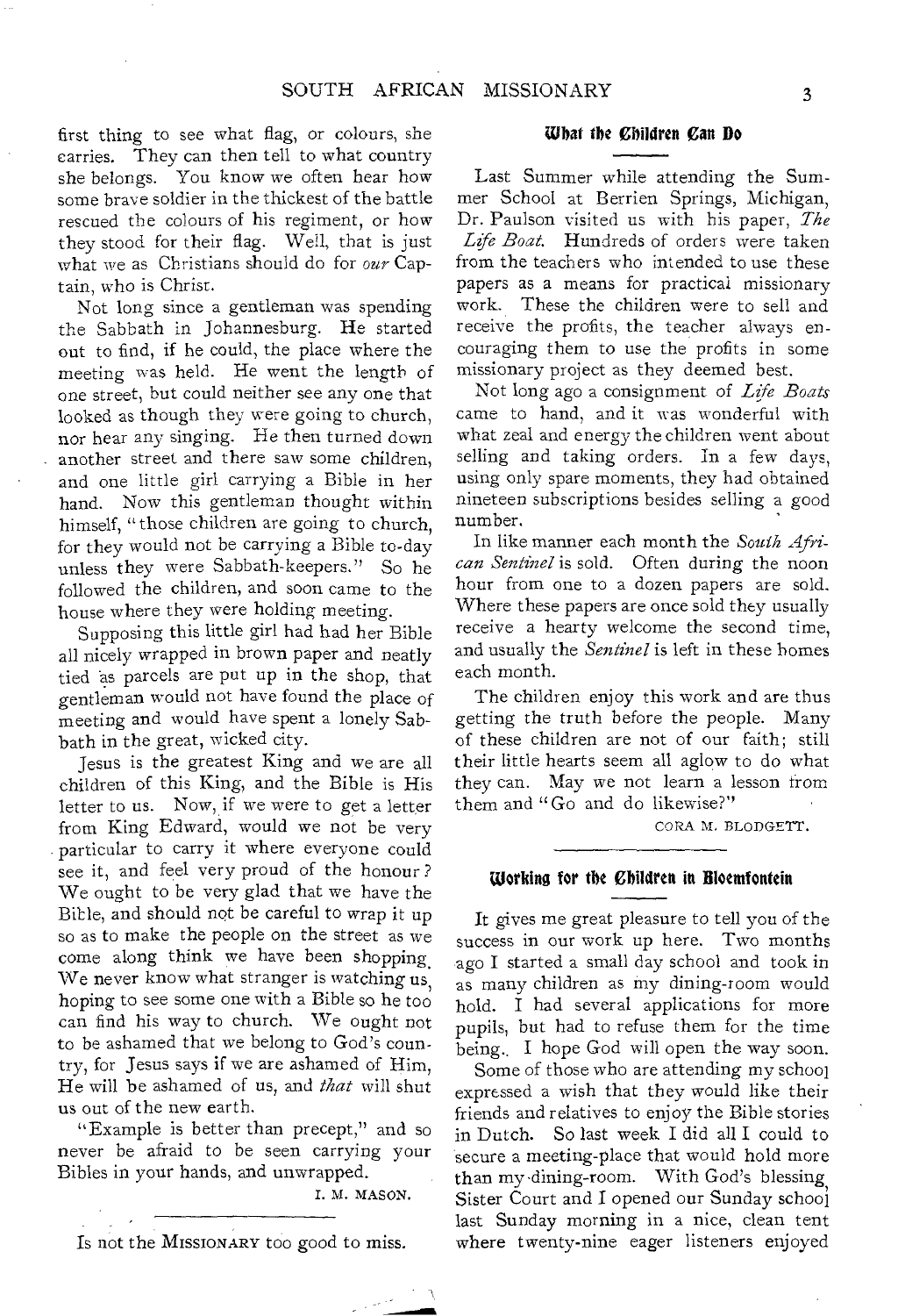first thing to see what flag, or colours, she carries. They can then tell to what country she belongs. You know we often hear how some brave soldier in the thickest of the battle rescued the colours of his regiment, or how they stood for their flag. Well, that is just what we as Christians should do for *our* Captain, who is Christ.

Not long since a gentleman was spending the Sabbath in Johannesburg. He started out to find, if he could, the place where the meeting was held. He went the length of one street, but could neither see any one that looked as though they were going to church, nor hear any singing. He then turned down another street and there saw some children, and one little girl carrying a Bible in her hand. Now this gentleman thought within himself, "those children are going to church, for they would not be carrying a Bible to-day unless they were Sabbath-keepers." So he followed the children, and soon came to the house where they were holding meeting.

Supposing this little girl had had her Bible all nicely wrapped in brown paper and neatly tied as parcels are put up in the shop, that gentleman would not have found the place of meeting and would have spent a lonely Sabbath in the great, wicked city.

Jesus is the greatest King and we are all children of this King, and the Bible is His letter to us. Now, if we were to get a letter from King Edward, would we not be very particular to carry it where everyone could see it, and feel very proud of the honour? We ought to be very glad that we have the Bible, and should not be careful to wrap it up so as to make the people on the street as we come along think we have been shopping. We never know what stranger is watching us, hoping to see some one with a Bible so he too can find his way to church. We ought not to be ashamed that we belong to God's country, for Jesus says if we are ashamed of Him, He will be ashamed of us, and *that* will shut us out of the new earth.

"Example is better than precept," and so never be afraid to be seen carrying your Bibles in your hands, and unwrapped.

I. M. MASON.

---

Is not the MISSIONARY too good to miss.

## What the Children Can Do

Last Summer while attending the Summer School at Berrien Springs, Michigan, Dr. Paulson visited us with his paper, *The Life Boat.* Hundreds of orders were taken from the teachers who intended to use these papers as a means for practical missionary work. These the children were to sell and receive the profits, the teacher always encouraging them to use the profits in some missionary project as they deemed best.

Not long ago a consignment of *Life Boats* came to hand, and it was wonderful with what zeal and energy the children went about selling and taking orders. In a few days, using only spare moments, they had obtained nineteen subscriptions besides selling a good number.

In like manner each month the *South African Sentinel* is sold. Often during the noon hour from one to a dozen papers are sold. Where these papers are once sold they usually receive a hearty welcome the second time, and usually the *Sentinel* is left in these homes each month.

The children enjoy this work and are thus getting the truth before the people. Many of these children are not of our faith; still their little hearts seem all aglow to do what they can. May we not learn a lesson from them and "Go and do likewise?"

CORA M. BLODGETT.

## Working for the Children in Bloemfontein

It gives me great pleasure to tell you of the success in our work up here. Two months ago I started a small day school and took in as many children as my dining-room would hold. I had several applications for more pupils, but had to refuse them for the time being. I hope God will open the way soon.

Some of those who are attending my school expressed a wish that they would like their friends and relatives to enjoy the Bible stories in Dutch. So last week I did all I could to secure a meeting-place that would hold more than my dining-room. With God's blessing, Sister Court and I opened our Sunday school last Sunday morning in a nice, clean tent where twenty-nine eager listeners enjoyed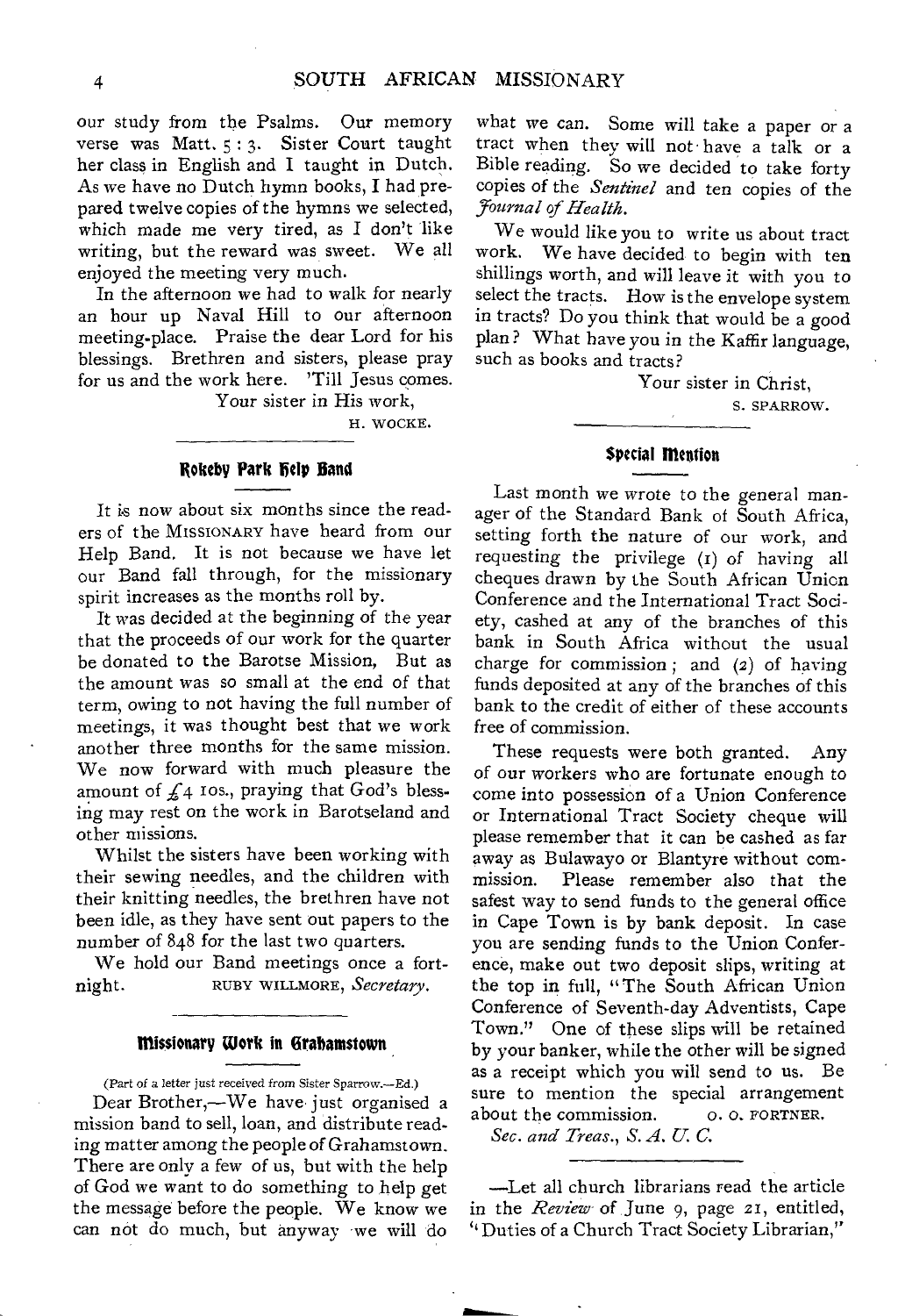our study from the Psalms. Our memory verse was Matt. 5 : 3. Sister Court taught her class in English and I taught in Dutch. As we have no Dutch hymn books, I had prepared twelve copies of the hymns we selected, which made me very tired, as I don't like writing, but the reward was sweet. We all enjoyed the meeting very much.

In the afternoon we had to walk for nearly an hour up Naval Hill to our afternoon meeting-place. Praise the dear Lord for his blessings. Brethren and sisters, please pray for us and the work here. 'Till Jesus comes.

Your sister in His work,

H. WOCKE.

### Rokeby Park Help Band

It is now about six months since the readers of the MISSIONARY have heard from our Help Band. It is not because we have let our Band fall through, for the missionary spirit increases as the months roll by.

It was decided at the beginning of the year that the proceeds of our work for the quarter be donated to the Barotse Mission, But as the amount was so small at the end of that term, owing to not having the full number of meetings, it was thought best that we work another three months for the same mission. We now forward with much pleasure the amount of £4 10s., praying that God's blessing may rest on the work in Barotseland and other missions.

Whilst the sisters have been working with their sewing needles, and the children with their knitting needles, the brethren have not been idle, as they have sent out papers to the number of 848 for the last two quarters.

We hold our Band meetings once a fortnight. RUBY WILLMORE, *Secretary*.

### Missionary Work in Grahamstown

(Part of a letter just received from Sister Sparrow.—Ed.)

Dear Brother,—We have just organised a mission band to sell, loan, and distribute reading matter among the people of Grahamstown. There are only a few of us, but with the help of God we want to do something to help get the message before the people. We know we can not do much, but anyway we will do what we can. Some will take a paper or a tract when they will not have a talk or a Bible reading. So we decided to take forty copies of the *Sentinel* and ten copies of the *Journal of Health*.

We would like you to write us about tract work. We have decided to begin with ten shillings worth, and will leave it with you to select the tracts. How is the envelope system in tracts? Do you think that would be a good plan? What have you in the Kaffir language, such as books and tracts?

Your sister in Christ,

S. SPARROW.

### Special Mention

Last month we wrote to the general manager of the Standard Bank of South Africa, setting forth the nature of our work, and requesting the privilege (1) of having all cheques drawn by the South African Union Conference and the International Tract Society, cashed at any of the branches of this bank in South Africa without the usual charge for commission; and (2) of having funds deposited at any of the branches of this bank to the credit of either of these accounts free of commission.

These requests were both granted. Any of our workers who are fortunate enough to come into possession of a Union Conference or International Tract Society cheque will please remember that it can be cashed as far away as Bulawayo or Blantyre without commission. Please remember also that the safest way to send funds to the general office in Cape Town is by bank deposit. In case you are sending funds to the Union Conference, make out two deposit slips, writing at the top in full, "The South African Union Conference of Seventh-day Adventists, Cape Town." One of these slips will be retained by your banker, while the other will be signed as a receipt which you will send to us. Be sure to mention the special arrangement about the commission. O. O. FORTNER.

*Sec. and Treas., S. A. U. C.*

—Let all church librarians read the article in the *Review* of June 9, page 21, entitled, "Duties of a Church Tract Society Librarian,"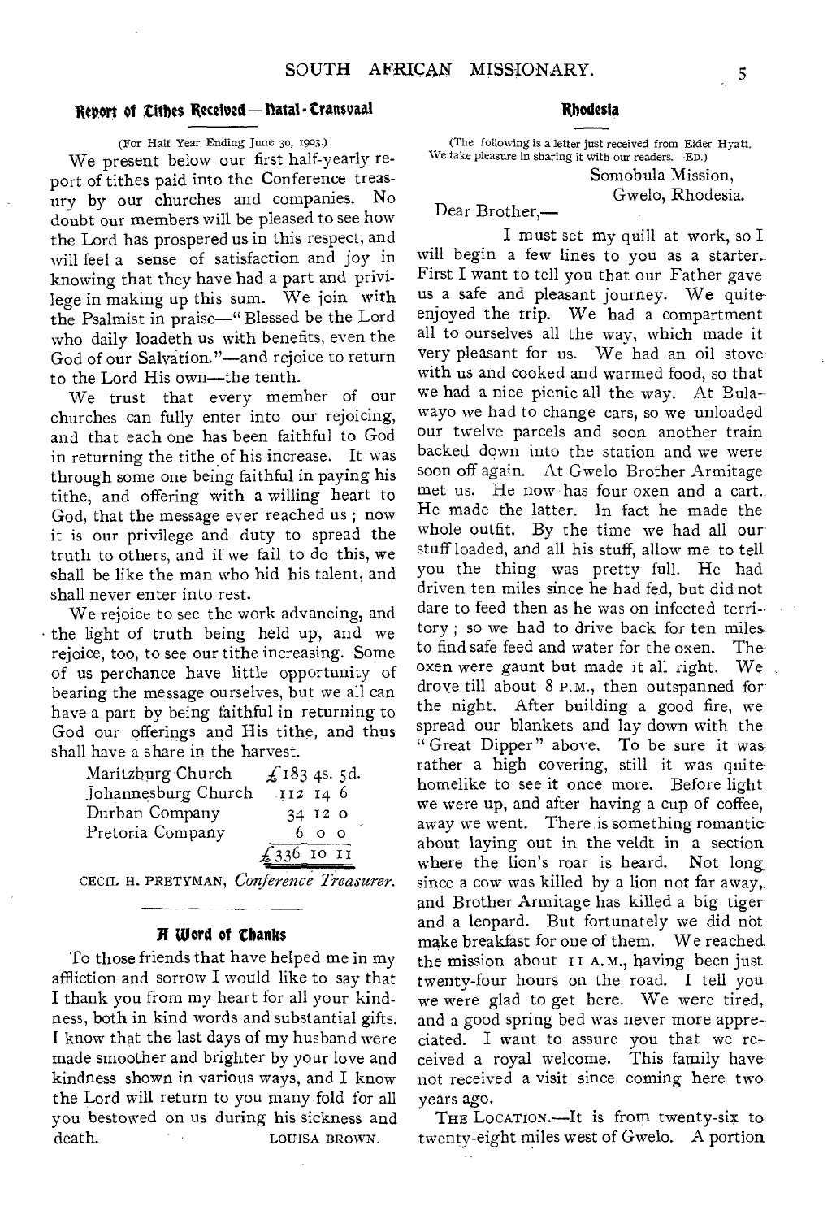## Report of Tithes Received—Natal-Transvaal

(For Half Year Ending June 30, 1903.)

We present below our first half-yearly report of tithes paid into the Conference treasury by our churches and companies. No doubt our members will be pleased to see how the Lord has prospered us in this respect, and will feel a sense of satisfaction and joy in knowing that they have had a part and privilege in making up this sum. We join with the Psalmist in praise—"Blessed be the Lord who daily loadeth us with benefits, even the God of our Salvation."—and rejoice to return to the Lord His own—the tenth.

We trust that every member of our churches can fully enter into our rejoicing, and that each one has been faithful to God in returning the tithe of his increase. It was through some one being faithful in paying his tithe, and offering with a willing heart to God, that the message ever reached us; now it is our privilege and duty to spread the truth to others, and if we fail to do this, we shall be like the man who hid his talent, and shall never enter into rest.

We rejoice to see the work advancing, and the light of truth being held up, and we rejoice, too, to see our tithe increasing. Some of us perchance have little opportunity of bearing the message ourselves, but we all can have a part by being faithful in returning to God our offerings and His tithe, and thus shall have a share in the harvest.

| | |
|---|---|
| Maritzburg Church | £183 4s. 5d. |
| Johannesburg Church | 112 14 6 |
| Durban Company | 34 12 0 |
| Pretoria Company | 6 0 0 |
| | £336 10 11 |

CECIL H. PRETYMAN, *Conference Treasurer.*

## A Word of Thanks

To those friends that have helped me in my affliction and sorrow I would like to say that I thank you from my heart for all your kindness, both in kind words and substantial gifts. I know that the last days of my husband were made smoother and brighter by your love and kindness shown in various ways, and I know the Lord will return to you many fold for all you bestowed on us during his sickness and death.

LOUISA BROWN.

## Rhodesia

(The following is a letter just received from Elder Hyatt. We take pleasure in sharing it with our readers.—ED.)

Somobula Mission,
Gwelo, Rhodesia.

Dear Brother,—

I must set my quill at work, so I will begin a few lines to you as a starter. First I want to tell you that our Father gave us a safe and pleasant journey. We quite enjoyed the trip. We had a compartment all to ourselves all the way, which made it very pleasant for us. We had an oil stove with us and cooked and warmed food, so that we had a nice picnic all the way. At Bulawayo we had to change cars, so we unloaded our twelve parcels and soon another train backed down into the station and we were soon off again. At Gwelo Brother Armitage met us. He now has four oxen and a cart. He made the latter. In fact he made the whole outfit. By the time we had all our stuff loaded, and all his stuff, allow me to tell you the thing was pretty full. He had driven ten miles since he had fed, but did not dare to feed then as he was on infected territory; so we had to drive back for ten miles to find safe feed and water for the oxen. The oxen were gaunt but made it all right. We drove till about 8 P.M., then outspanned for the night. After building a good fire, we spread our blankets and lay down with the "Great Dipper" above. To be sure it was rather a high covering, still it was quite homelike to see it once more. Before light we were up, and after having a cup of coffee, away we went. There is something romantic about laying out in the veldt in a section where the lion's roar is heard. Not long since a cow was killed by a lion not far away, and Brother Armitage has killed a big tiger and a leopard. But fortunately we did not make breakfast for one of them. We reached the mission about 11 A.M., having been just twenty-four hours on the road. I tell you we were glad to get here. We were tired, and a good spring bed was never more appreciated. I want to assure you that we received a royal welcome. This family have not received a visit since coming here two years ago.

THE LOCATION.—It is from twenty-six to twenty-eight miles west of Gwelo. A portion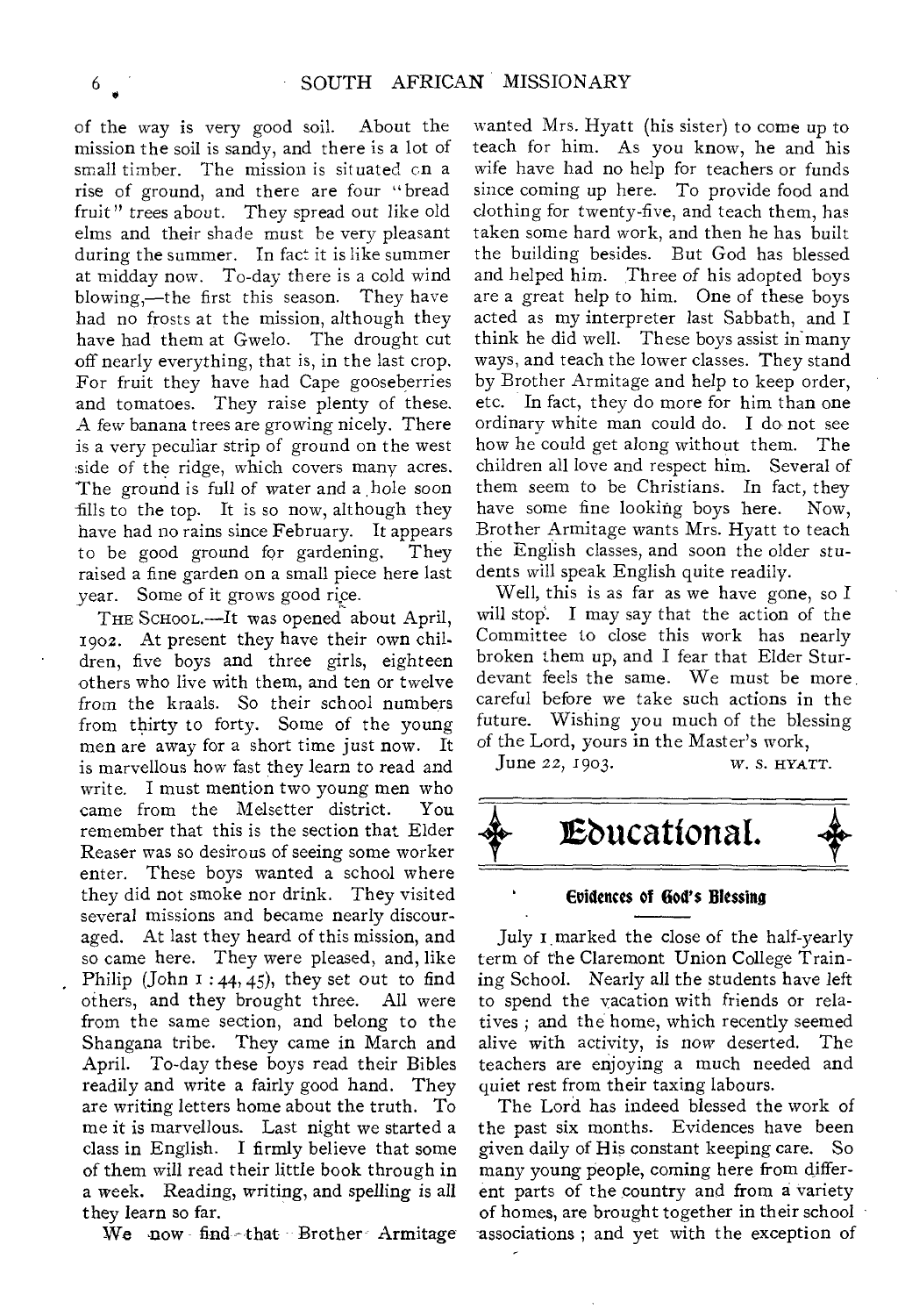of the way is very good soil. About the mission the soil is sandy, and there is a lot of small timber. The mission is situated on a rise of ground, and there are four "bread fruit" trees about. They spread out like old elms and their shade must be very pleasant during the summer. In fact it is like summer at midday now. To-day there is a cold wind blowing,—the first this season. They have had no frosts at the mission, although they have had them at Gwelo. The drought cut off nearly everything, that is, in the last crop. For fruit they have had Cape gooseberries and tomatoes. They raise plenty of these. A few banana trees are growing nicely. There is a very peculiar strip of ground on the west side of the ridge, which covers many acres. The ground is full of water and a hole soon fills to the top. It is so now, although they have had no rains since February. It appears to be good ground for gardening. They raised a fine garden on a small piece here last year. Some of it grows good rice.

THE SCHOOL.—It was opened about April, 1902. At present they have their own children, five boys and three girls, eighteen others who live with them, and ten or twelve from the kraals. So their school numbers from thirty to forty. Some of the young men are away for a short time just now. It is marvellous how fast they learn to read and write. I must mention two young men who came from the Melsetter district. You remember that this is the section that Elder Reaser was so desirous of seeing some worker enter. These boys wanted a school where they did not smoke nor drink. They visited several missions and became nearly discouraged. At last they heard of this mission, and so came here. They were pleased, and, like Philip (John 1 : 44, 45), they set out to find others, and they brought three. All were from the same section, and belong to the Shangana tribe. They came in March and April. To-day these boys read their Bibles readily and write a fairly good hand. They are writing letters home about the truth. To me it is marvellous. Last night we started a class in English. I firmly believe that some of them will read their little book through in a week. Reading, writing, and spelling is all they learn so far.

We now find that Brother Armitage wanted Mrs. Hyatt (his sister) to come up to teach for him. As you know, he and his wife have had no help for teachers or funds since coming up here. To provide food and clothing for twenty-five, and teach them, has taken some hard work, and then he has built the building besides. But God has blessed and helped him. Three of his adopted boys are a great help to him. One of these boys acted as my interpreter last Sabbath, and I think he did well. These boys assist in many ways, and teach the lower classes. They stand by Brother Armitage and help to keep order, etc. In fact, they do more for him than one ordinary white man could do. I do not see how he could get along without them. The children all love and respect him. Several of them seem to be Christians. In fact, they have some fine looking boys here. Now, Brother Armitage wants Mrs. Hyatt to teach the English classes, and soon the older students will speak English quite readily.

Well, this is as far as we have gone, so I will stop. I may say that the action of the Committee to close this work has nearly broken them up, and I fear that Elder Sturdevant feels the same. We must be more careful before we take such actions in the future. Wishing you much of the blessing of the Lord, yours in the Master's work,

June 22, 1903. W. S. HYATT.

# Educational.

### Evidences of God's Blessing

July 1 marked the close of the half-yearly term of the Claremont Union College Training School. Nearly all the students have left to spend the vacation with friends or relatives; and the home, which recently seemed alive with activity, is now deserted. The teachers are enjoying a much needed and quiet rest from their taxing labours.

The Lord has indeed blessed the work of the past six months. Evidences have been given daily of His constant keeping care. So many young people, coming here from different parts of the country and from a variety of homes, are brought together in their school associations; and yet with the exception of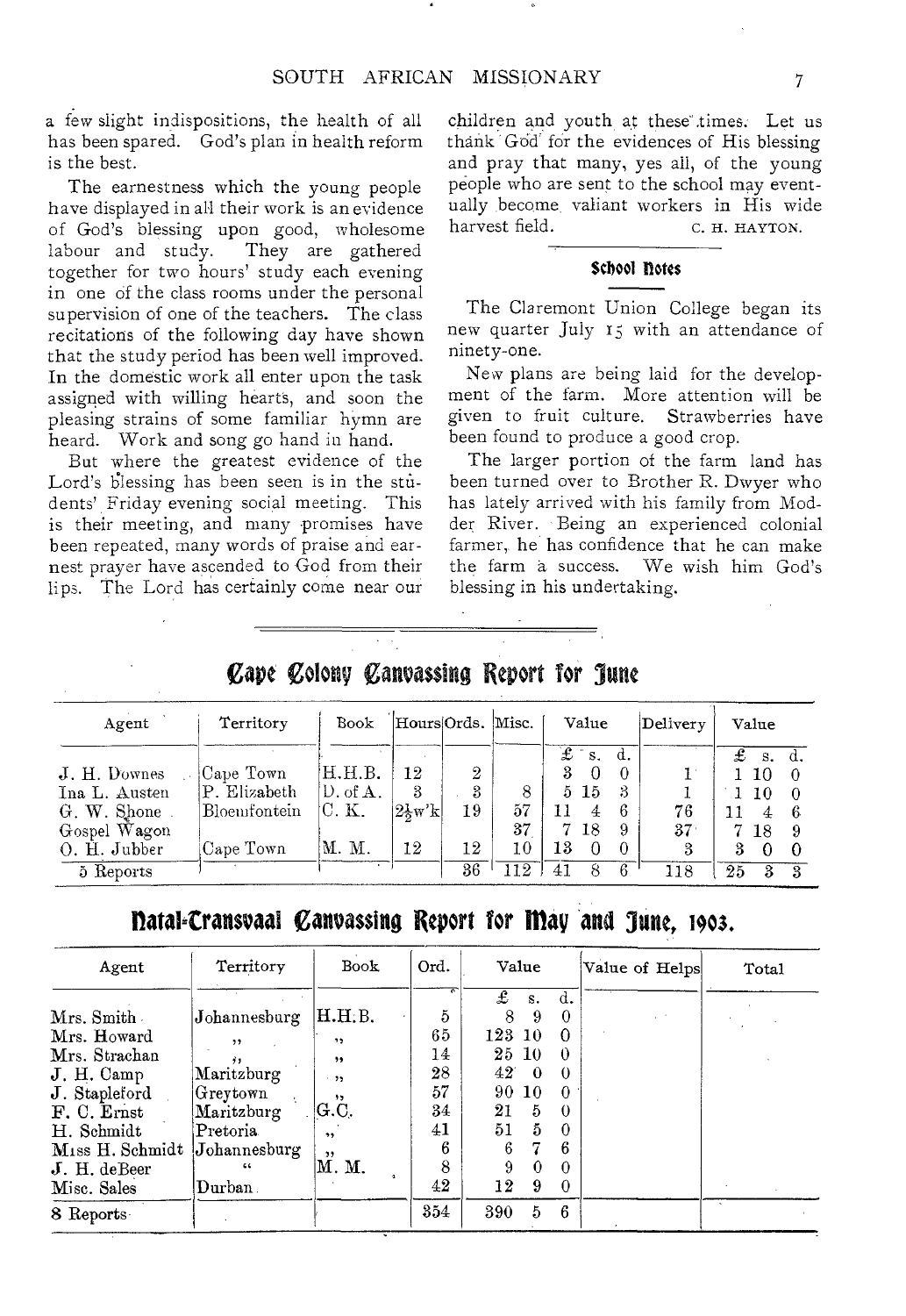a few slight indispositions, the health of all has been spared. God's plan in health reform is the best.

The earnestness which the young people have displayed in all their work is an evidence of God's blessing upon good, wholesome labour and study. They are gathered together for two hours' study each evening in one of the class rooms under the personal supervision of one of the teachers. The class recitations of the following day have shown that the study period has been well improved. In the domestic work all enter upon the task assigned with willing hearts, and soon the pleasing strains of some familiar hymn are heard. Work and song go hand in hand.

But where the greatest evidence of the Lord's blessing has been seen is in the students' Friday evening social meeting. This is their meeting, and many promises have been repeated, many words of praise and earnest prayer have ascended to God from their lips. The Lord has certainly come near our children and youth at these times. Let us thank God for the evidences of His blessing and pray that many, yes all, of the young people who are sent to the school may eventually become valiant workers in His wide harvest field.

C. H. HAYTON.

### School Notes

The Claremont Union College began its new quarter July 15 with an attendance of ninety-one.

New plans are being laid for the development of the farm. More attention will be given to fruit culture. Strawberries have been found to produce a good crop.

The larger portion of the farm land has been turned over to Brother R. Dwyer who has lately arrived with his family from Modder River. Being an experienced colonial farmer, he has confidence that he can make the farm a success. We wish him God's blessing in his undertaking.

## Cape Colony Canvassing Report for June

| Agent | Territory | Book | Hours | Ords. | Misc. | Value | | | Delivery | Value | | |
|---|---|---|---|---|---|---|---|---|---|---|---|---|
| | | | | | | £ | s. | d. | | £ | s. | d. |
| J. H. Downes | Cape Town | H.H.B. | 12 | 2 | | 3 | 0 | 0 | 1 | 1 | 10 | 0 |
| Ina L. Austen | P. Elizabeth | D. of A. | 3 | 3 | 8 | 5 | 15 | 3 | 1 | 1 | 10 | 0 |
| G. W. Shone | Bloemfontein | C. K. | 2½w'k | 19 | 57 | 11 | 4 | 6 | 76 | 11 | 4 | 6 |
| Gospel Wagon | | | | | 37 | 7 | 18 | 9 | 37 | 7 | 18 | 9 |
| O. H. Jubber | Cape Town | M. M. | 12 | 12 | 10 | 13 | 0 | 0 | 3 | 3 | 0 | 0 |
| 5 Reports | | | | 36 | 112 | 41 | 8 | 6 | 118 | 25 | 3 | 3 |

## Natal-Transvaal Canvassing Report for May and June, 1903.

| Agent | Territory | Book | Ord. | Value | | | Value of Helps | Total |
|---|---|---|---|---|---|---|---|---|
| | | | | £ | s. | d. | | |
| Mrs. Smith | Johannesburg | H.H.B. | 5 | 8 | 9 | 0 | | |
| Mrs. Howard | ,, | ,, | 65 | 123 | 10 | 0 | | |
| Mrs. Strachan | ,, | ,, | 14 | 25 | 10 | 0 | | |
| J. H. Camp | Maritzburg | ,, | 28 | 42 | 0 | 0 | | |
| J. Stapleford | Greytown | ,, | 57 | 90 | 10 | 0 | | |
| F. C. Ernst | Maritzburg | G.C. | 34 | 21 | 5 | 0 | | |
| H. Schmidt | Pretoria | ,, | 41 | 51 | 5 | 0 | | |
| Miss H. Schmidt | Johannesburg | ,, | 6 | 6 | 7 | 6 | | |
| J. H. deBeer | " | M. M. | 8 | 9 | 0 | 0 | | |
| Misc. Sales | Durban | | 42 | 12 | 9 | 0 | | |
| 8 Reports | | | 354 | 390 | 5 | 6 | | |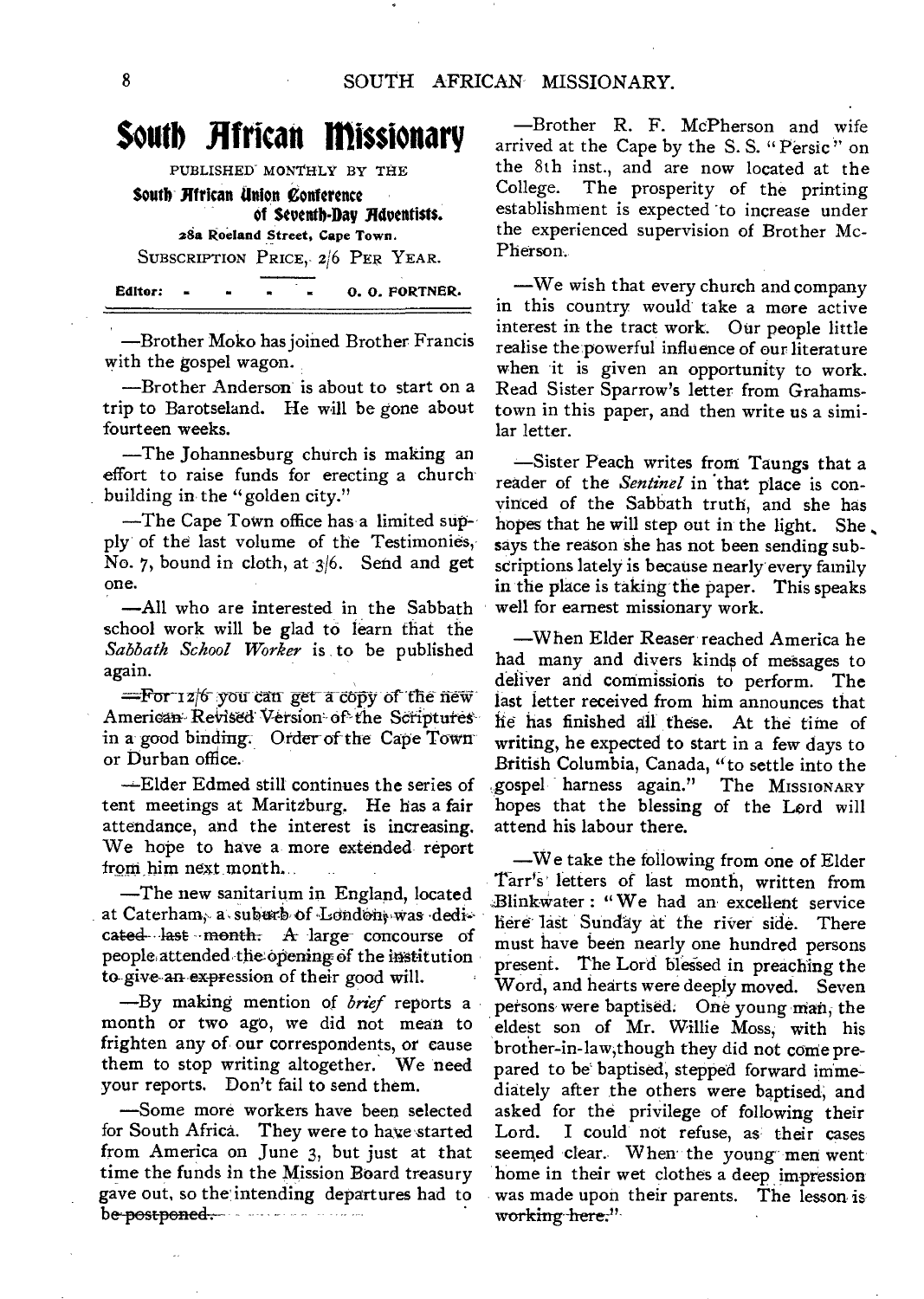# South African Missionary

PUBLISHED MONTHLY BY THE

**South African Union Conference of Seventh-Day Adventists.**

28a Roeland Street, Cape Town.

SUBSCRIPTION PRICE, 2/6 PER YEAR.

**Editor: O. O. FORTNER.**

—Brother Moko has joined Brother Francis with the gospel wagon.

—Brother Anderson is about to start on a trip to Barotseland. He will be gone about fourteen weeks.

—The Johannesburg church is making an effort to raise funds for erecting a church building in the "golden city."

—The Cape Town office has a limited supply of the last volume of the Testimonies, No. 7, bound in cloth, at 3/6. Send and get one.

—All who are interested in the Sabbath school work will be glad to learn that the *Sabbath School Worker* is to be published again.

—For 12/6 you can get a copy of the new American Revised Version of the Scriptures in a good binding. Order of the Cape Town or Durban office.

—Elder Edmed still continues the series of tent meetings at Maritzburg. He has a fair attendance, and the interest is increasing. We hope to have a more extended report from him next month.

—The new sanitarium in England, located at Caterham, a suburb of London, was dedicated last month. A large concourse of people attended the opening of the institution to give an expression of their good will.

—By making mention of *brief* reports a month or two ago, we did not mean to frighten any of our correspondents, or cause them to stop writing altogether. We need your reports. Don't fail to send them.

—Some more workers have been selected for South Africa. They were to have started from America on June 3, but just at that time the funds in the Mission Board treasury gave out, so the intending departures had to be postponed.

—Brother R. F. McPherson and wife arrived at the Cape by the S. S. "Persic" on the 8th inst., and are now located at the College. The prosperity of the printing establishment is expected to increase under the experienced supervision of Brother McPherson.

—We wish that every church and company in this country would take a more active interest in the tract work. Our people little realise the powerful influence of our literature when it is given an opportunity to work. Read Sister Sparrow's letter from Grahamstown in this paper, and then write us a similar letter.

—Sister Peach writes from Taungs that a reader of the *Sentinel* in that place is convinced of the Sabbath truth, and she has hopes that he will step out in the light. She says the reason she has not been sending subscriptions lately is because nearly every family in the place is taking the paper. This speaks well for earnest missionary work.

—When Elder Reaser reached America he had many and divers kinds of messages to deliver and commissions to perform. The last letter received from him announces that he has finished all these. At the time of writing, he expected to start in a few days to British Columbia, Canada, "to settle into the gospel harness again." The MISSIONARY hopes that the blessing of the Lord will attend his labour there.

—We take the following from one of Elder Tarr's letters of last month, written from Blinkwater: "We had an excellent service here last Sunday at the river side. There must have been nearly one hundred persons present. The Lord blessed in preaching the Word, and hearts were deeply moved. Seven persons were baptised. One young man, the eldest son of Mr. Willie Moss, with his brother-in-law, though they did not come prepared to be baptised, stepped forward immediately after the others were baptised, and asked for the privilege of following their Lord. I could not refuse, as their cases seemed clear. When the young men went home in their wet clothes a deep impression was made upon their parents. The lesson is working here."